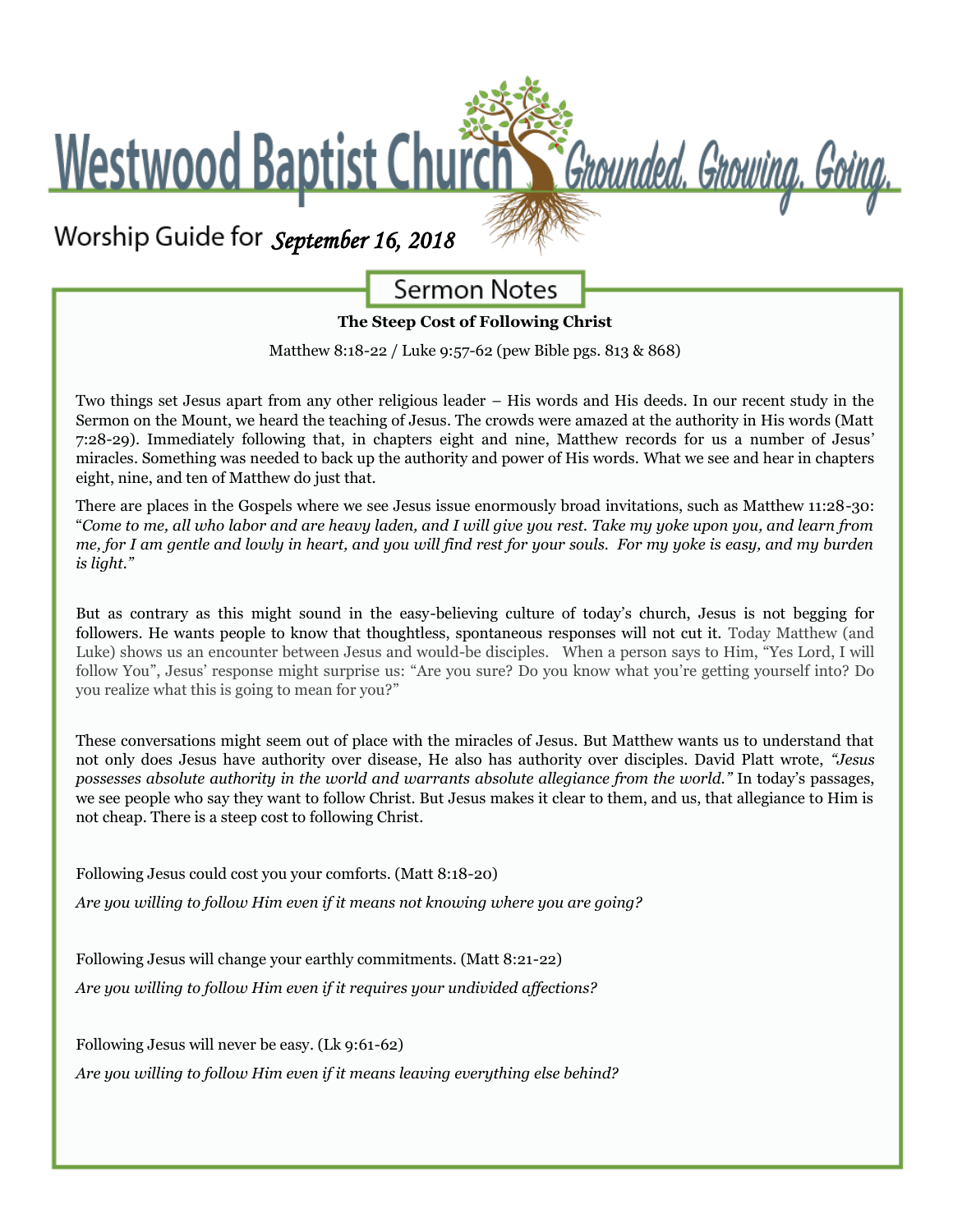# Westwood Baptist Church

*Grounded. Growing. Going.*

Worship Guide for *September 16, 2018*

## Sermon Notes

**The Steep Cost of Following Christ**

Matthew 8:18-22 / Luke 9:57-62 (pew Bible pgs. 813 & 868)

Two things set Jesus apart from any other religious leader – His words and His deeds. In our recent study in the Sermon on the Mount, we heard the teaching of Jesus. The crowds were amazed at the authority in His words (Matt 7:28-29). Immediately following that, in chapters eight and nine, Matthew records for us a number of Jesus' miracles. Something was needed to back up the authority and power of His words. What we see and hear in chapters eight, nine, and ten of Matthew do just that.

There are places in the Gospels where we see Jesus issue enormously broad invitations, such as Matthew 11:28-30: "*Come to me, all who labor and are heavy laden, and I will give you rest. Take my yoke upon you, and learn from me, for I am gentle and lowly in heart, and you will find rest for your souls. For my yoke is easy, and my burden is light."*

But as contrary as this might sound in the easy-believing culture of today's church, Jesus is not begging for followers. He wants people to know that thoughtless, spontaneous responses will not cut it. Today Matthew (and Luke) shows us an encounter between Jesus and would-be disciples. When a person says to Him, "Yes Lord, I will follow You", Jesus' response might surprise us: "Are you sure? Do you know what you're getting yourself into? Do you realize what this is going to mean for you?"

These conversations might seem out of place with the miracles of Jesus. But Matthew wants us to understand that not only does Jesus have authority over disease, He also has authority over disciples. David Platt wrote, *"Jesus possesses absolute authority in the world and warrants absolute allegiance from the world."* In today's passages, we see people who say they want to follow Christ. But Jesus makes it clear to them, and us, that allegiance to Him is not cheap. There is a steep cost to following Christ.

Following Jesus could cost you your comforts. (Matt 8:18-20)

*Are you willing to follow Him even if it means not knowing where you are going?*

Following Jesus will change your earthly commitments. (Matt 8:21-22)

*Are you willing to follow Him even if it requires your undivided affections?*

Following Jesus will never be easy. (Lk 9:61-62)

*Are you willing to follow Him even if it means leaving everything else behind?*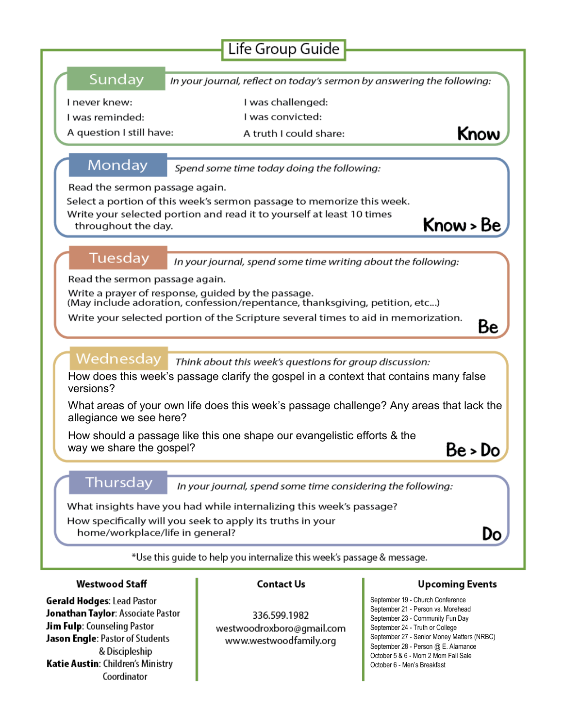# Life Group Guide

## Sunday

*In your journal, reflect on today's sermon by answering the following:*

I never knew:

I was reminded:

A question I still have:

I was challenged:

I was convicted:

A truth I could share:

**Know**

## Monday

*Spend some time today doing the following:*

Read the sermon passage again.

Select a portion of this week's sermon passage to memorize this week.

Write your selected portion and read it to yourself at least 10 times throughout the day.

**Know > Be**

## Tuesday

*In your journal, spend some time writing about the following:*

Read the sermon passage again.

Write a prayer of response, guided by the passage.
(May include adoration, confession/repentance, thanksgiving, petition, etc...)

Write your selected portion of the Scripture several times to aid in memorization.

**Be**

## Wednesday

*Think about this week's questions for group discussion:*

How does this week's passage clarify the gospel in a context that contains many false versions?

What areas of your own life does this week's passage challenge? Any areas that lack the allegiance we see here?

How should a passage like this one shape our evangelistic efforts & the way we share the gospel?

**Be > Do**

## Thursday

*In your journal, spend some time considering the following:*

What insights have you had while internalizing this week's passage?

How specifically will you seek to apply its truths in your home/workplace/life in general?

**Do**

*Use this guide to help you internalize this week's passage & message.

### Westwood Staff

**Gerald Hodges**: Lead Pastor
**Jonathan Taylor**: Associate Pastor
**Jim Fulp**: Counseling Pastor
**Jason Engle**: Pastor of Students & Discipleship
**Katie Austin**: Children's Ministry Coordinator

### Contact Us

336.599.1982
westwoodroxboro@gmail.com
www.westwoodfamily.org

### Upcoming Events

September 19 - Church Conference
September 21 - Person vs. Morehead
September 23 - Community Fun Day
September 24 - Truth or College
September 27 - Senior Money Matters (NRBC)
September 28 - Person @ E. Alamance
October 5 & 6 - Mom 2 Mom Fall Sale
October 6 - Men's Breakfast